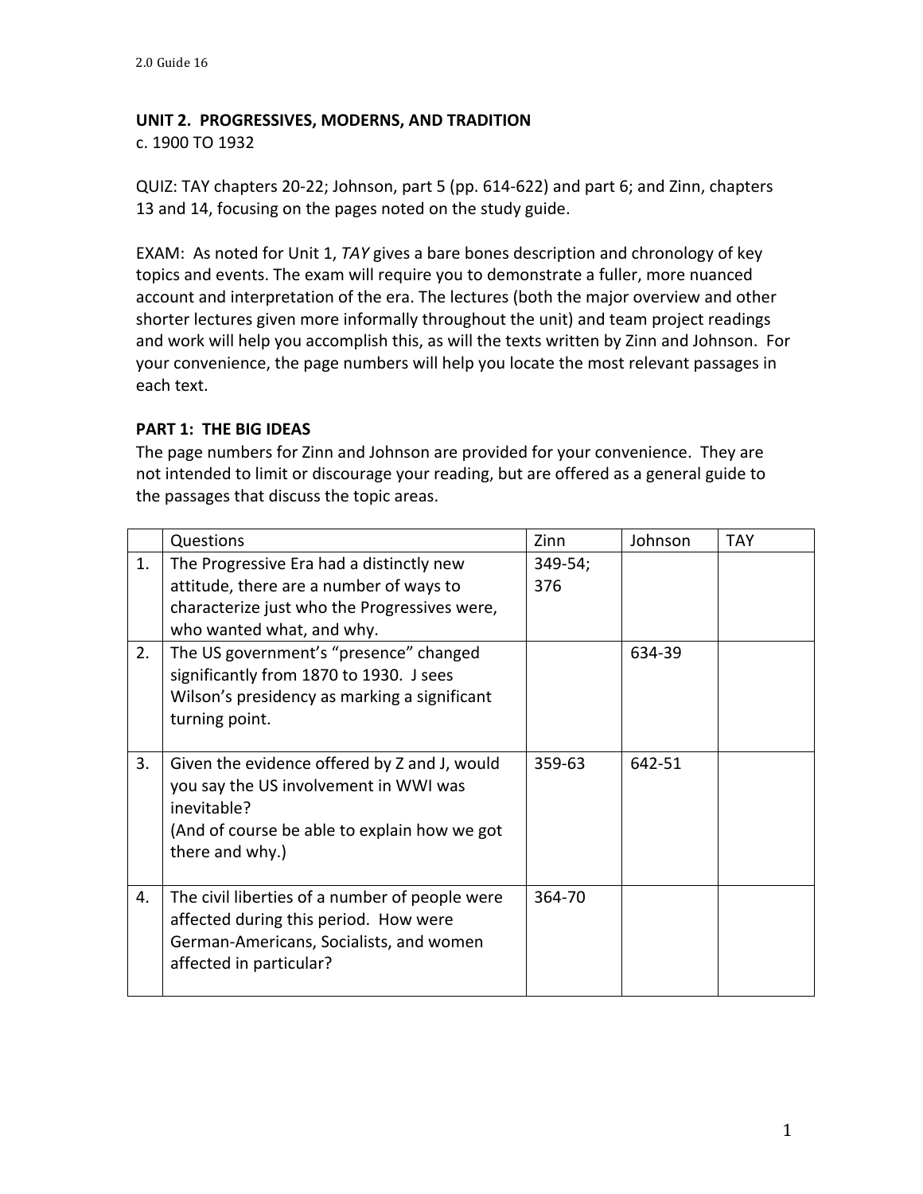## UNIT 2. PROGRESSIVES, MODERNS, AND TRADITION

c. 1900 TO 1932

QUIZ: TAY chapters 20-22; Johnson, part 5 (pp. 614-622) and part 6; and Zinn, chapters 13 and 14, focusing on the pages noted on the study guide.

EXAM: As noted for Unit 1, *TAY* gives a bare bones description and chronology of key topics and events. The exam will require you to demonstrate a fuller, more nuanced account and interpretation of the era. The lectures (both the major overview and other shorter lectures given more informally throughout the unit) and team project readings and work will help you accomplish this, as will the texts written by Zinn and Johnson. For your convenience, the page numbers will help you locate the most relevant passages in each text.

### PART 1: THE BIG IDEAS

The page numbers for Zinn and Johnson are provided for your convenience. They are not intended to limit or discourage your reading, but are offered as a general guide to the passages that discuss the topic areas.

| | Questions | Zinn | Johnson | TAY |
|---|---|---|---|---|
| 1. | The Progressive Era had a distinctly new attitude, there are a number of ways to characterize just who the Progressives were, who wanted what, and why. | 349-54; 376 | | |
| 2. | The US government's "presence" changed significantly from 1870 to 1930. J sees Wilson's presidency as marking a significant turning point. | | 634-39 | |
| 3. | Given the evidence offered by Z and J, would you say the US involvement in WWI was inevitable? (And of course be able to explain how we got there and why.) | 359-63 | 642-51 | |
| 4. | The civil liberties of a number of people were affected during this period. How were German-Americans, Socialists, and women affected in particular? | 364-70 | | |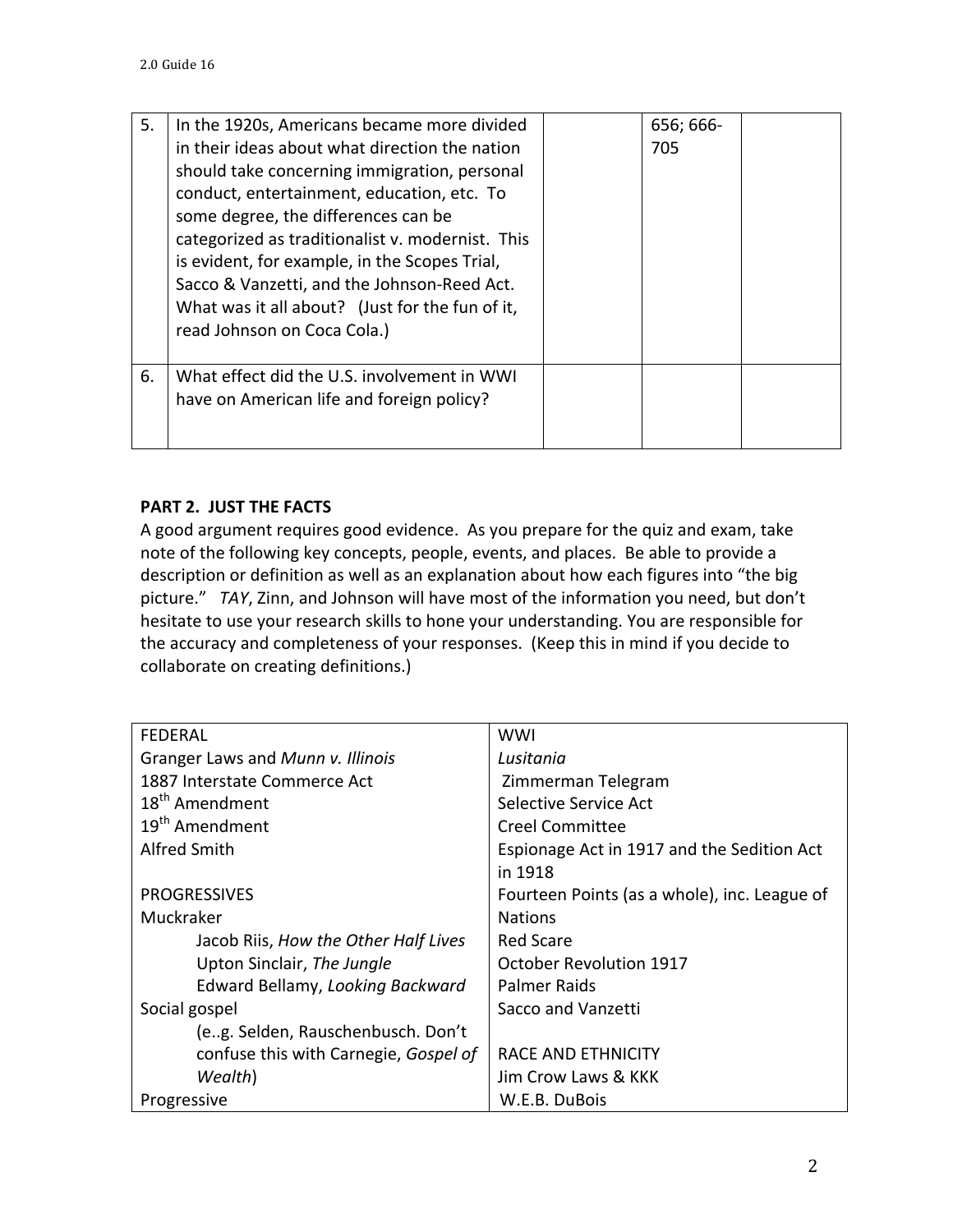| 5. | In the 1920s, Americans became more divided in their ideas about what direction the nation should take concerning immigration, personal conduct, entertainment, education, etc. To some degree, the differences can be categorized as traditionalist v. modernist. This is evident, for example, in the Scopes Trial, Sacco & Vanzetti, and the Johnson-Reed Act. What was it all about? (Just for the fun of it, read Johnson on Coca Cola.) | | 656; 666-705 | |
|---|---|---|---|---|
| 6. | What effect did the U.S. involvement in WWI have on American life and foreign policy? | | | |

**PART 2. JUST THE FACTS**

A good argument requires good evidence. As you prepare for the quiz and exam, take note of the following key concepts, people, events, and places. Be able to provide a description or definition as well as an explanation about how each figures into "the big picture." *TAY*, Zinn, and Johnson will have most of the information you need, but don't hesitate to use your research skills to hone your understanding. You are responsible for the accuracy and completeness of your responses. (Keep this in mind if you decide to collaborate on creating definitions.)

| FEDERAL | WWI |
|---|---|
| Granger Laws and *Munn v. Illinois* | *Lusitania* |
| 1887 Interstate Commerce Act | Zimmerman Telegram |
| 18th Amendment | Selective Service Act |
| 19th Amendment | Creel Committee |
| Alfred Smith | Espionage Act in 1917 and the Sedition Act in 1918 |
| PROGRESSIVES | Fourteen Points (as a whole), inc. League of Nations |
| Muckraker | Red Scare |
| Jacob Riis, *How the Other Half Lives* | October Revolution 1917 |
| Upton Sinclair, *The Jungle* | Palmer Raids |
| Edward Bellamy, *Looking Backward* | Sacco and Vanzetti |
| Social gospel (e..g. Selden, Rauschenbusch. Don't confuse this with Carnegie, *Gospel of Wealth*) | RACE AND ETHNICITY |
| | Jim Crow Laws & KKK |
| Progressive | W.E.B. DuBois |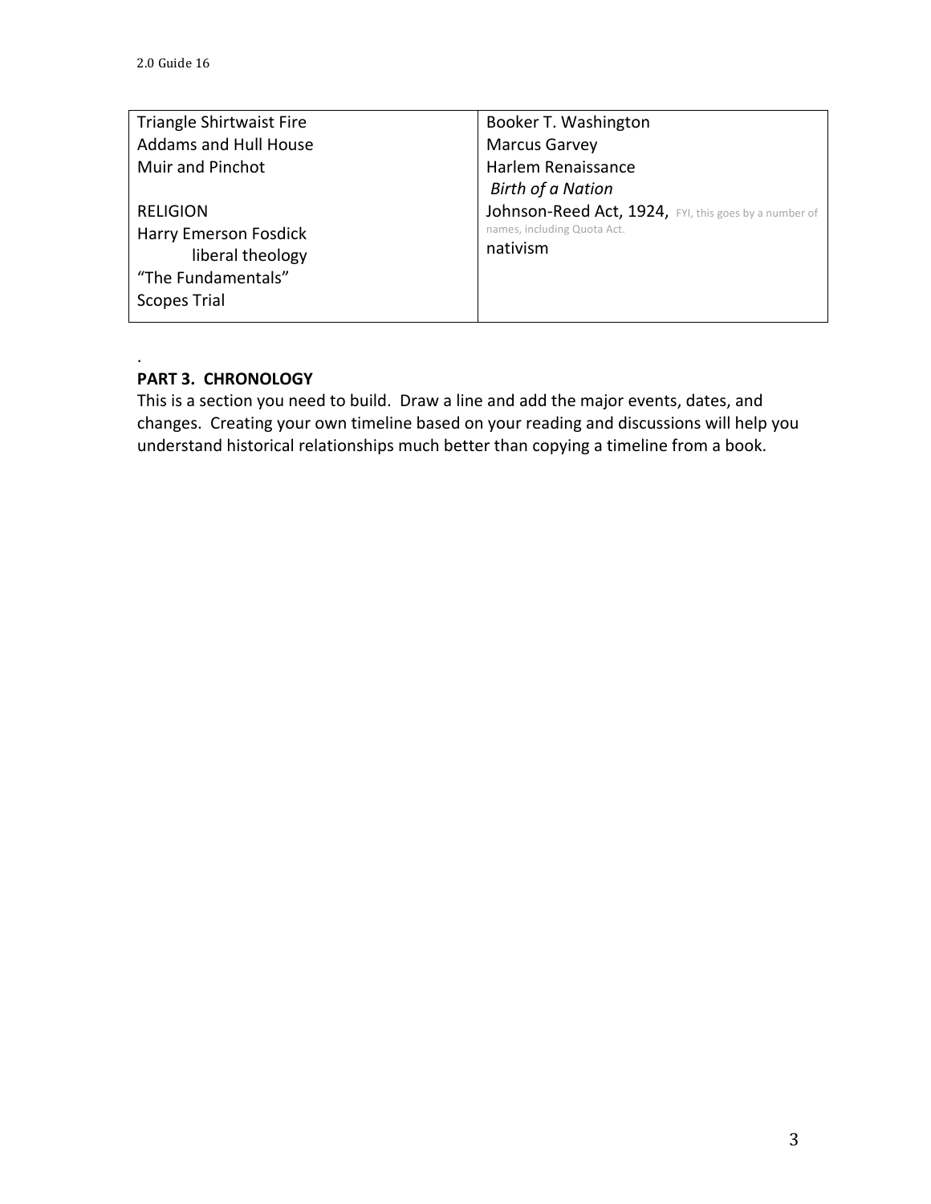| | |
|---|---|
| Triangle Shirtwaist Fire<br>Addams and Hull House<br>Muir and Pinchot<br><br>RELIGION<br>Harry Emerson Fosdick<br>&nbsp;&nbsp;&nbsp;&nbsp;liberal theology<br>"The Fundamentals"<br>Scopes Trial | Booker T. Washington<br>Marcus Garvey<br>Harlem Renaissance<br>*Birth of a Nation*<br>Johnson-Reed Act, 1924, FYI, this goes by a number of names, including Quota Act.<br>nativism |

.

**PART 3. CHRONOLOGY**

This is a section you need to build. Draw a line and add the major events, dates, and changes. Creating your own timeline based on your reading and discussions will help you understand historical relationships much better than copying a timeline from a book.